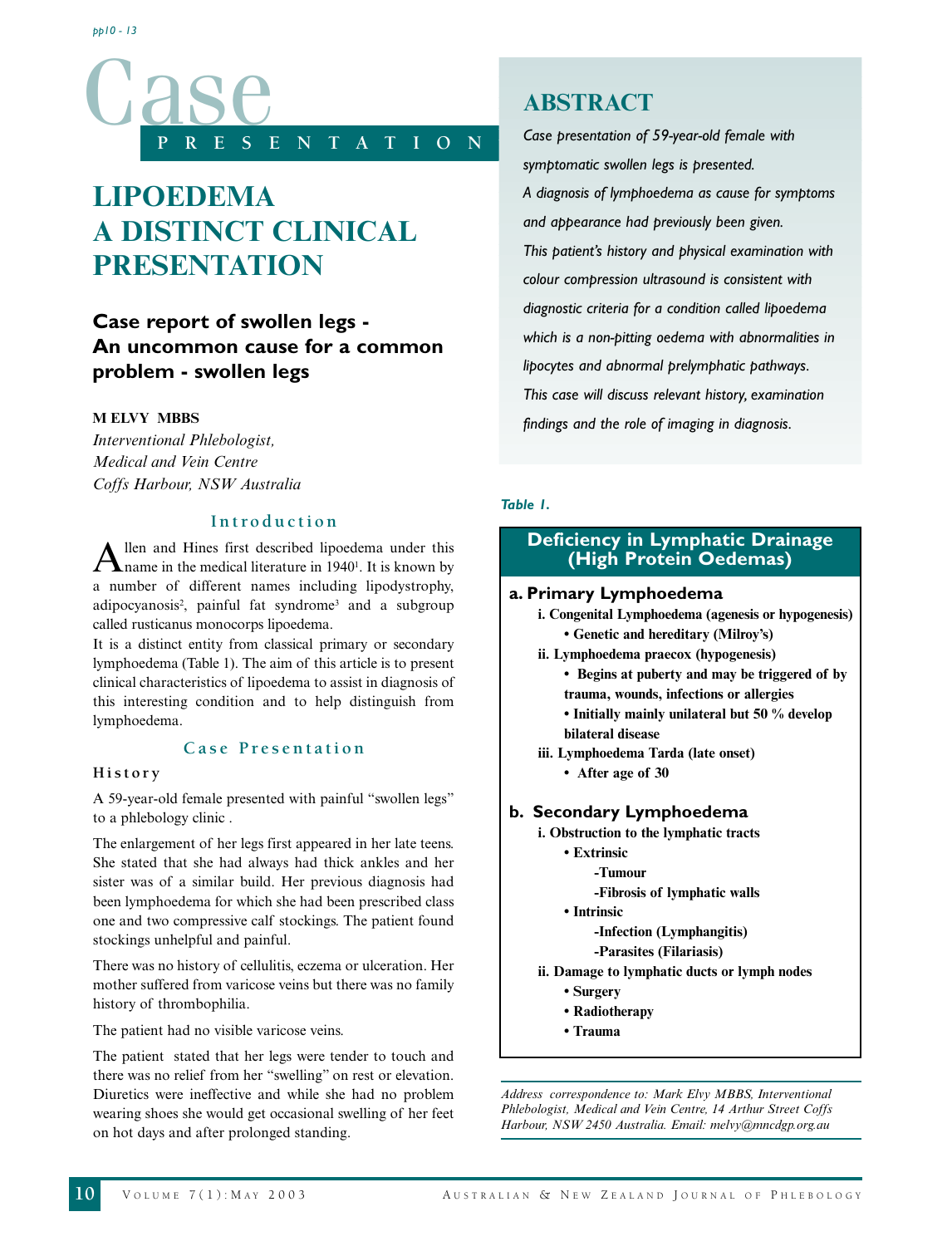# Case Presentation

# LIPOEDEMA A DISTINCT CLINICAL PRESENTATION

### Case report of swollen legs - An uncommon cause for a common problem - swollen legs

**M ELVY MBBS**
*Interventional Phlebologist,*
*Medical and Vein Centre*
*Coffs Harbour, NSW Australia*

## ABSTRACT

*Case presentation of 59-year-old female with symptomatic swollen legs is presented.*

*A diagnosis of lymphoedema as cause for symptoms and appearance had previously been given.*

*This patient's history and physical examination with colour compression ultrasound is consistent with diagnostic criteria for a condition called lipoedema which is a non-pitting oedema with abnormalities in lipocytes and abnormal prelymphatic pathways.*

*This case will discuss relevant history, examination findings and the role of imaging in diagnosis.*

## Introduction

Allen and Hines first described lipoedema under this name in the medical literature in 1940[1]. It is known by a number of different names including lipodystrophy, adipocyanosis[2], painful fat syndrome[3] and a subgroup called rusticanus monocorps lipoedema.

It is a distinct entity from classical primary or secondary lymphoedema (Table 1). The aim of this article is to present clinical characteristics of lipoedema to assist in diagnosis of this interesting condition and to help distinguish from lymphoedema.

## Case Presentation

### History

A 59-year-old female presented with painful "swollen legs" to a phlebology clinic .

The enlargement of her legs first appeared in her late teens. She stated that she had always had thick ankles and her sister was of a similar build. Her previous diagnosis had been lymphoedema for which she had been prescribed class one and two compressive calf stockings. The patient found stockings unhelpful and painful.

There was no history of cellulitis, eczema or ulceration. Her mother suffered from varicose veins but there was no family history of thrombophilia.

The patient had no visible varicose veins.

The patient stated that her legs were tender to touch and there was no relief from her "swelling" on rest or elevation. Diuretics were ineffective and while she had no problem wearing shoes she would get occasional swelling of her feet on hot days and after prolonged standing.

*Table 1.*

**Deficiency in Lymphatic Drainage (High Protein Oedemas)**

**a. Primary Lymphoedema**
- **i. Congenital Lymphoedema (agenesis or hypogenesis)**
  - **Genetic and hereditary (Milroy's)**
- **ii. Lymphoedema praecox (hypogenesis)**
  - **Begins at puberty and may be triggered of by trauma, wounds, infections or allergies**
  - **Initially mainly unilateral but 50 % develop bilateral disease**
- **iii. Lymphoedema Tarda (late onset)**
  - **After age of 30**

**b. Secondary Lymphoedema**
- **i. Obstruction to the lymphatic tracts**
  - **Extrinsic**
    - **-Tumour**
    - **-Fibrosis of lymphatic walls**
  - **Intrinsic**
    - **-Infection (Lymphangitis)**
    - **-Parasites (Filariasis)**
- **ii. Damage to lymphatic ducts or lymph nodes**
  - **Surgery**
  - **Radiotherapy**
  - **Trauma**

*Address correspondence to: Mark Elvy MBBS, Interventional Phlebologist, Medical and Vein Centre, 14 Arthur Street Coffs Harbour, NSW 2450 Australia. Email: melvy@mncdgp.org.au*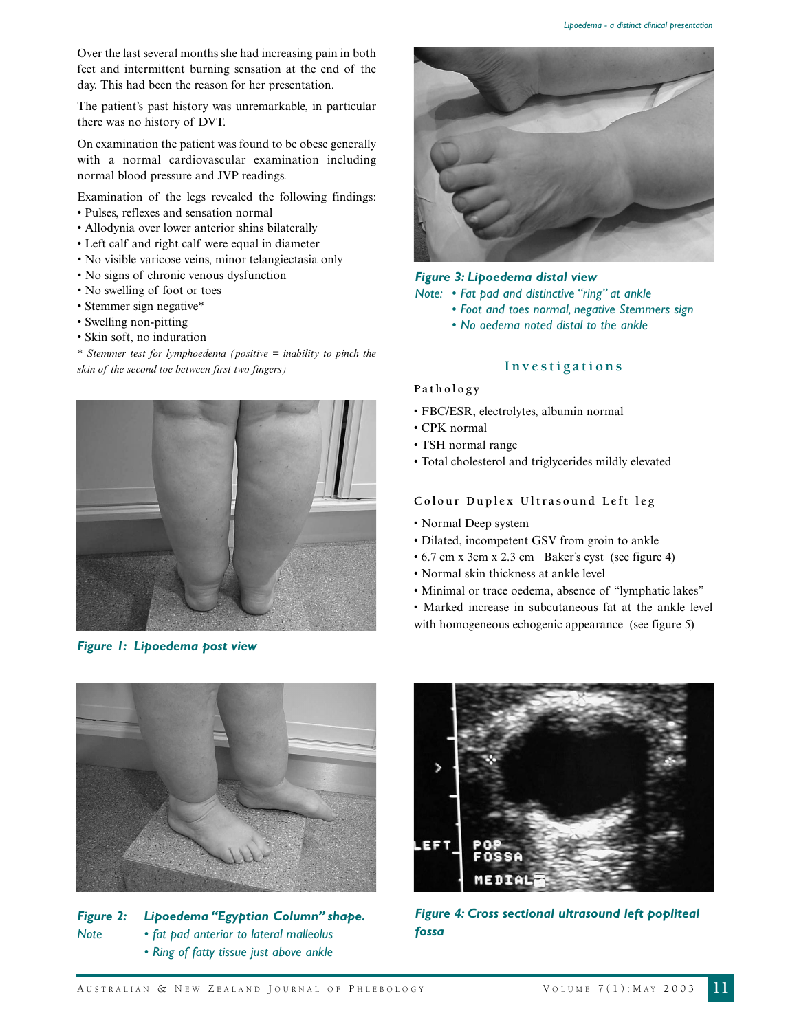Over the last several months she had increasing pain in both feet and intermittent burning sensation at the end of the day. This had been the reason for her presentation.

The patient's past history was unremarkable, in particular there was no history of DVT.

On examination the patient was found to be obese generally with a normal cardiovascular examination including normal blood pressure and JVP readings.

Examination of the legs revealed the following findings:

- Pulses, reflexes and sensation normal
- Allodynia over lower anterior shins bilaterally
- Left calf and right calf were equal in diameter
- No visible varicose veins, minor telangiectasia only
- No signs of chronic venous dysfunction
- No swelling of foot or toes
- Stemmer sign negative*
- Swelling non-pitting
- Skin soft, no induration

*\* Stemmer test for lymphoedema (positive = inability to pinch the skin of the second toe between first two fingers)*

***Figure 1: Lipoedema post view***

***Figure 2: Lipoedema "Egyptian Column" shape.***
*Note*
- *fat pad anterior to lateral malleolus*
- *Ring of fatty tissue just above ankle*

***Figure 3: Lipoedema distal view***
*Note:*
- *Fat pad and distinctive "ring" at ankle*
- *Foot and toes normal, negative Stemmers sign*
- *No oedema noted distal to the ankle*

## Investigations

### Pathology

- FBC/ESR, electrolytes, albumin normal
- CPK normal
- TSH normal range
- Total cholesterol and triglycerides mildly elevated

### Colour Duplex Ultrasound Left leg

- Normal Deep system
- Dilated, incompetent GSV from groin to ankle
- 6.7 cm x 3cm x 2.3 cm Baker's cyst (see figure 4)
- Normal skin thickness at ankle level
- Minimal or trace oedema, absence of "lymphatic lakes"
- Marked increase in subcutaneous fat at the ankle level with homogeneous echogenic appearance (see figure 5)

***Figure 4: Cross sectional ultrasound left popliteal fossa***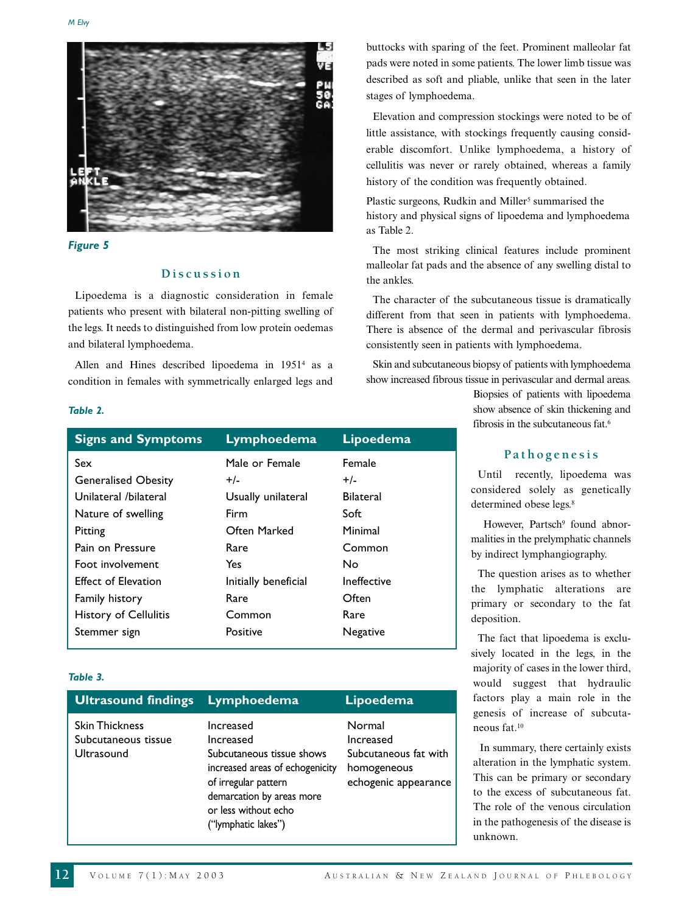Figure 5

## Discussion

Lipoedema is a diagnostic consideration in female patients who present with bilateral non-pitting swelling of the legs. It needs to distinguished from low protein oedemas and bilateral lymphoedema.

Allen and Hines described lipoedema in 1951[4] as a condition in females with symmetrically enlarged legs and buttocks with sparing of the feet. Prominent malleolar fat pads were noted in some patients. The lower limb tissue was described as soft and pliable, unlike that seen in the later stages of lymphoedema.

Elevation and compression stockings were noted to be of little assistance, with stockings frequently causing considerable discomfort. Unlike lymphoedema, a history of cellulitis was never or rarely obtained, whereas a family history of the condition was frequently obtained.

Plastic surgeons, Rudkin and Miller[5] summarised the history and physical signs of lipoedema and lymphoedema as Table 2.

The most striking clinical features include prominent malleolar fat pads and the absence of any swelling distal to the ankles.

The character of the subcutaneous tissue is dramatically different from that seen in patients with lymphoedema. There is absence of the dermal and perivascular fibrosis consistently seen in patients with lymphoedema.

Skin and subcutaneous biopsy of patients with lymphoedema show increased fibrous tissue in perivascular and dermal areas. Biopsies of patients with lipoedema show absence of skin thickening and fibrosis in the subcutaneous fat.[6]

*Table 2.*

| Signs and Symptoms | Lymphoedema | Lipoedema |
|---|---|---|
| Sex | Male or Female | Female |
| Generalised Obesity | +/- | +/- |
| Unilateral /bilateral | Usually unilateral | Bilateral |
| Nature of swelling | Firm | Soft |
| Pitting | Often Marked | Minimal |
| Pain on Pressure | Rare | Common |
| Foot involvement | Yes | No |
| Effect of Elevation | Initially beneficial | Ineffective |
| Family history | Rare | Often |
| History of Cellulitis | Common | Rare |
| Stemmer sign | Positive | Negative |

*Table 3.*

| Ultrasound findings | Lymphoedema | Lipoedema |
|---|---|---|
| Skin Thickness | Increased | Normal |
| Subcutaneous tissue | Increased | Increased |
| Ultrasound | Subcutaneous tissue shows increased areas of echogenicity of irregular pattern demarcation by areas more or less without echo ("lymphatic lakes") | Subcutaneous fat with homogeneous echogenic appearance |

## Pathogenesis

Until recently, lipoedema was considered solely as genetically determined obese legs.[8]

However, Partsch[9] found abnormalities in the prelymphatic channels by indirect lymphangiography.

The question arises as to whether the lymphatic alterations are primary or secondary to the fat deposition.

The fact that lipoedema is exclusively located in the legs, in the majority of cases in the lower third, would suggest that hydraulic factors play a main role in the genesis of increase of subcutaneous fat.[10]

In summary, there certainly exists alteration in the lymphatic system. This can be primary or secondary to the excess of subcutaneous fat. The role of the venous circulation in the pathogenesis of the disease is unknown.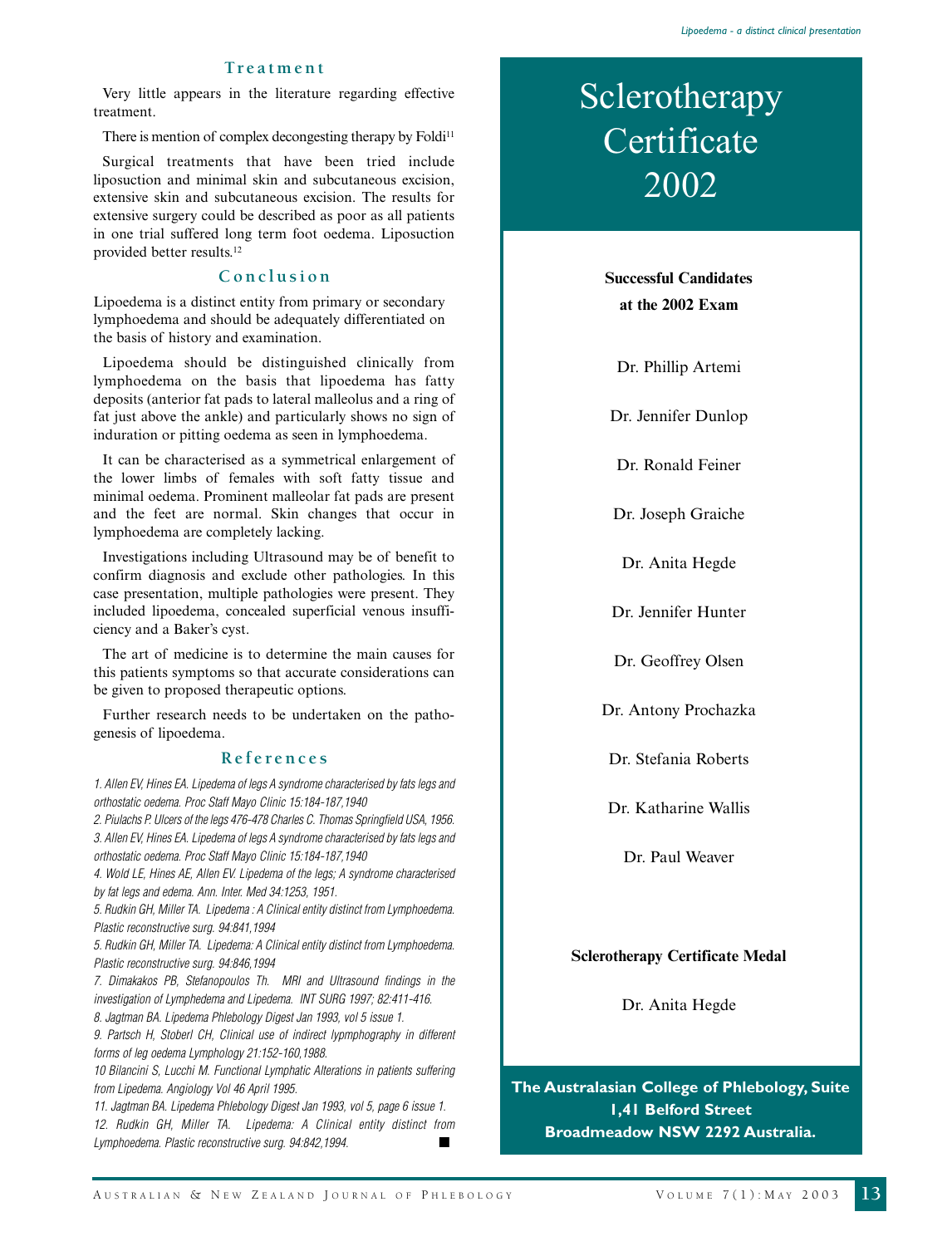## Treatment

Very little appears in the literature regarding effective treatment.

There is mention of complex decongesting therapy by Foldi[11]

Surgical treatments that have been tried include liposuction and minimal skin and subcutaneous excision, extensive skin and subcutaneous excision. The results for extensive surgery could be described as poor as all patients in one trial suffered long term foot oedema. Liposuction provided better results.[12]

## Conclusion

Lipoedema is a distinct entity from primary or secondary lymphoedema and should be adequately differentiated on the basis of history and examination.

Lipoedema should be distinguished clinically from lymphoedema on the basis that lipoedema has fatty deposits (anterior fat pads to lateral malleolus and a ring of fat just above the ankle) and particularly shows no sign of induration or pitting oedema as seen in lymphoedema.

It can be characterised as a symmetrical enlargement of the lower limbs of females with soft fatty tissue and minimal oedema. Prominent malleolar fat pads are present and the feet are normal. Skin changes that occur in lymphoedema are completely lacking.

Investigations including Ultrasound may be of benefit to confirm diagnosis and exclude other pathologies. In this case presentation, multiple pathologies were present. They included lipoedema, concealed superficial venous insufficiency and a Baker's cyst.

The art of medicine is to determine the main causes for this patients symptoms so that accurate considerations can be given to proposed therapeutic options.

Further research needs to be undertaken on the pathogenesis of lipoedema.

## References

*1. Allen EV, Hines EA. Lipedema of legs A syndrome characterised by fats legs and orthostatic oedema. Proc Staff Mayo Clinic 15:184-187,1940*

*2. Piulachs P. Ulcers of the legs 476-478 Charles C. Thomas Springfield USA, 1956.*

*3. Allen EV, Hines EA. Lipedema of legs A syndrome characterised by fats legs and orthostatic oedema. Proc Staff Mayo Clinic 15:184-187,1940*

*4. Wold LE, Hines AE, Allen EV. Lipedema of the legs; A syndrome characterised by fat legs and edema. Ann. Inter. Med 34:1253, 1951.*

*5. Rudkin GH, Miller TA. Lipedema : A Clinical entity distinct from Lymphoedema. Plastic reconstructive surg. 94:841,1994*

*5. Rudkin GH, Miller TA. Lipedema: A Clinical entity distinct from Lymphoedema. Plastic reconstructive surg. 94:846,1994*

*7. Dimakakos PB, Stefanopoulos Th. MRI and Ultrasound findings in the investigation of Lymphedema and Lipedema. INT SURG 1997; 82:411-416.*

*8. Jagtman BA. Lipedema Phlebology Digest Jan 1993, vol 5 issue 1.*

*9. Partsch H, Stoberl CH, Clinical use of indirect lypmphography in different forms of leg oedema Lymphology 21:152-160,1988.*

*10 Bilancini S, Lucchi M. Functional Lymphatic Alterations in patients suffering from Lipedema. Angiology Vol 46 April 1995.*

*11. Jagtman BA. Lipedema Phlebology Digest Jan 1993, vol 5, page 6 issue 1.*

*12. Rudkin GH, Miller TA. Lipedema: A Clinical entity distinct from Lymphoedema. Plastic reconstructive surg. 94:842,1994.*

# Sclerotherapy Certificate 2002

**Successful Candidates at the 2002 Exam**

Dr. Phillip Artemi

Dr. Jennifer Dunlop

Dr. Ronald Feiner

Dr. Joseph Graiche

Dr. Anita Hegde

Dr. Jennifer Hunter

Dr. Geoffrey Olsen

Dr. Antony Prochazka

Dr. Stefania Roberts

Dr. Katharine Wallis

Dr. Paul Weaver

**Sclerotherapy Certificate Medal**

Dr. Anita Hegde

**The Australasian College of Phlebology, Suite 1,41 Belford Street Broadmeadow NSW 2292 Australia.**